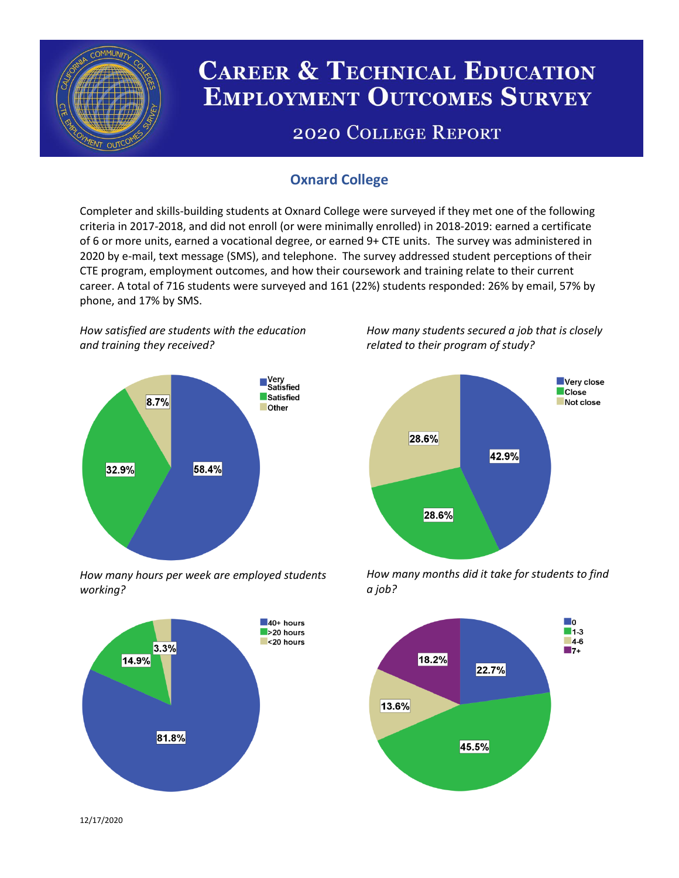# Career & Technical Education Employment Outcomes Survey

## 2020 College Report

### Oxnard College

Completer and skills-building students at Oxnard College were surveyed if they met one of the following criteria in 2017-2018, and did not enroll (or were minimally enrolled) in 2018-2019: earned a certificate of 6 or more units, earned a vocational degree, or earned 9+ CTE units. The survey was administered in 2020 by e-mail, text message (SMS), and telephone. The survey addressed student perceptions of their CTE program, employment outcomes, and how their coursework and training relate to their current career. A total of 716 students were surveyed and 161 (22%) students responded: 26% by email, 57% by phone, and 17% by SMS.

*How satisfied are students with the education and training they received?*

| Response | Percent |
|---|---|
| Very Satisfied | 58.4% |
| Satisfied | 32.9% |
| Other | 8.7% |

*How many students secured a job that is closely related to their program of study?*

| Response | Percent |
|---|---|
| Very close | 42.9% |
| Close | 28.6% |
| Not close | 28.6% |

*How many hours per week are employed students working?*

| Response | Percent |
|---|---|
| 40+ hours | 81.8% |
| >20 hours | 14.9% |
| <20 hours | 3.3% |

*How many months did it take for students to find a job?*

| Months | Percent |
|---|---|
| 0 | 22.7% |
| 1-3 | 45.5% |
| 4-6 | 13.6% |
| 7+ | 18.2% |

12/17/2020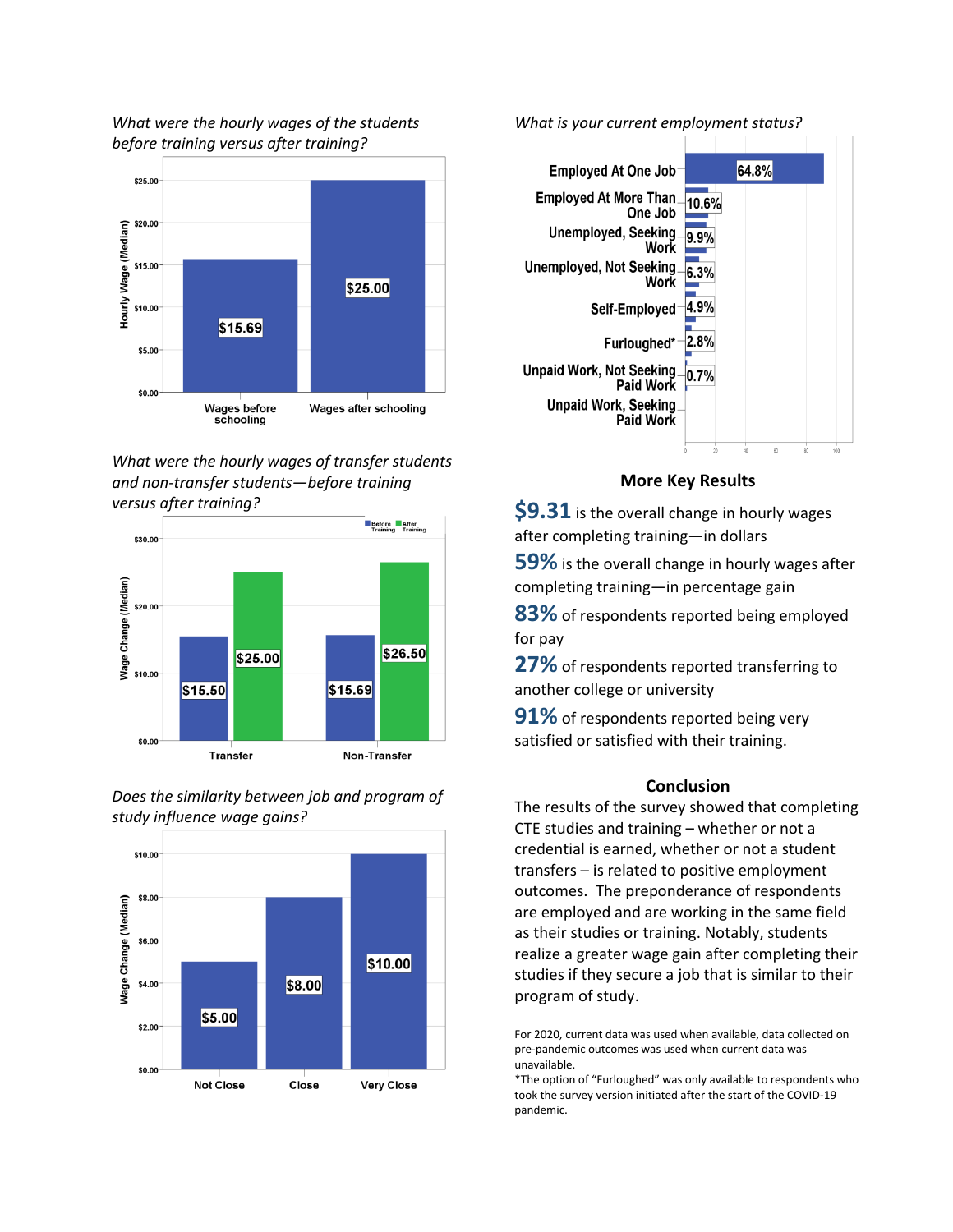*What were the hourly wages of the students before training versus after training?*

Hourly Wage (Median)

$25.00
$20.00
$15.00
$10.00
$5.00
$0.00

$15.69
$25.00

Wages before schooling
Wages after schooling

*What were the hourly wages of transfer students and non-transfer students—before training versus after training?*

Before Training
After Training

Wage Change (Median)

$30.00
$20.00
$10.00
$0.00

$15.50
$25.00
$15.69
$26.50

Transfer
Non-Transfer

*Does the similarity between job and program of study influence wage gains?*

Wage Change (Median)

$10.00
$8.00
$6.00
$4.00
$2.00
$0.00

$5.00
$8.00
$10.00

Not Close
Close
Very Close

*What is your current employment status?*

Employed At One Job 64.8%
Employed At More Than One Job 10.6%
Unemployed, Seeking Work 9.9%
Unemployed, Not Seeking Work 6.3%
Self-Employed 4.9%
Furloughed* 2.8%
Unpaid Work, Not Seeking Paid Work 0.7%
Unpaid Work, Seeking Paid Work

0
20
40
60
80
100

## More Key Results

**$9.31** is the overall change in hourly wages after completing training—in dollars

**59%** is the overall change in hourly wages after completing training—in percentage gain

**83%** of respondents reported being employed for pay

**27%** of respondents reported transferring to another college or university

**91%** of respondents reported being very satisfied or satisfied with their training.

## Conclusion

The results of the survey showed that completing CTE studies and training – whether or not a credential is earned, whether or not a student transfers – is related to positive employment outcomes. The preponderance of respondents are employed and are working in the same field as their studies or training. Notably, students realize a greater wage gain after completing their studies if they secure a job that is similar to their program of study.

For 2020, current data was used when available, data collected on pre-pandemic outcomes was used when current data was unavailable.
*The option of "Furloughed" was only available to respondents who took the survey version initiated after the start of the COVID-19 pandemic.